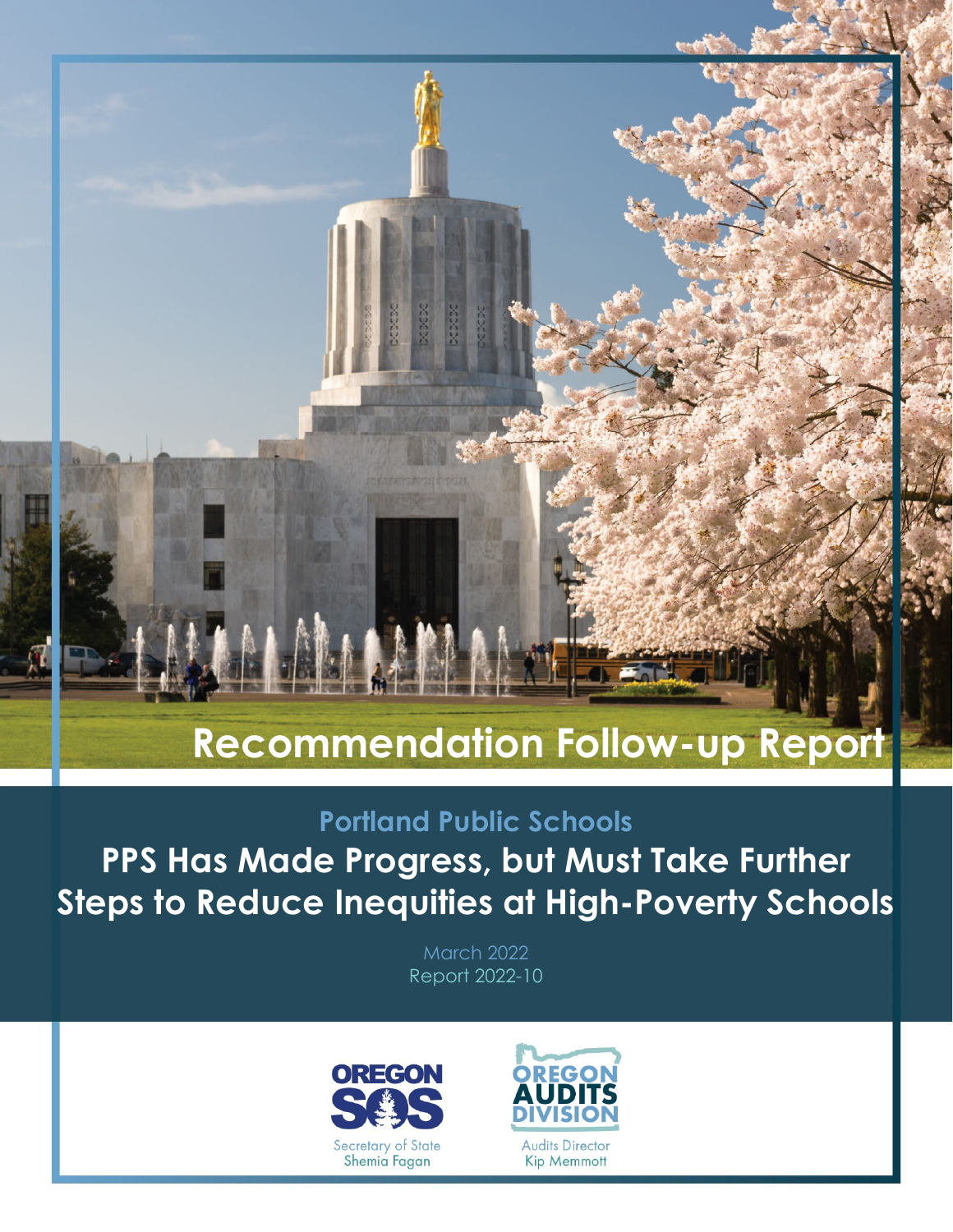# Recommendation Follow-up Report

## Portland Public Schools

# PPS Has Made Progress, but Must Take Further Steps to Reduce Inequities at High-Poverty Schools

March 2022
Report 2022-10

OREGON SOS
Secretary of State
Shemia Fagan

OREGON AUDITS DIVISION
Audits Director
Kip Memmott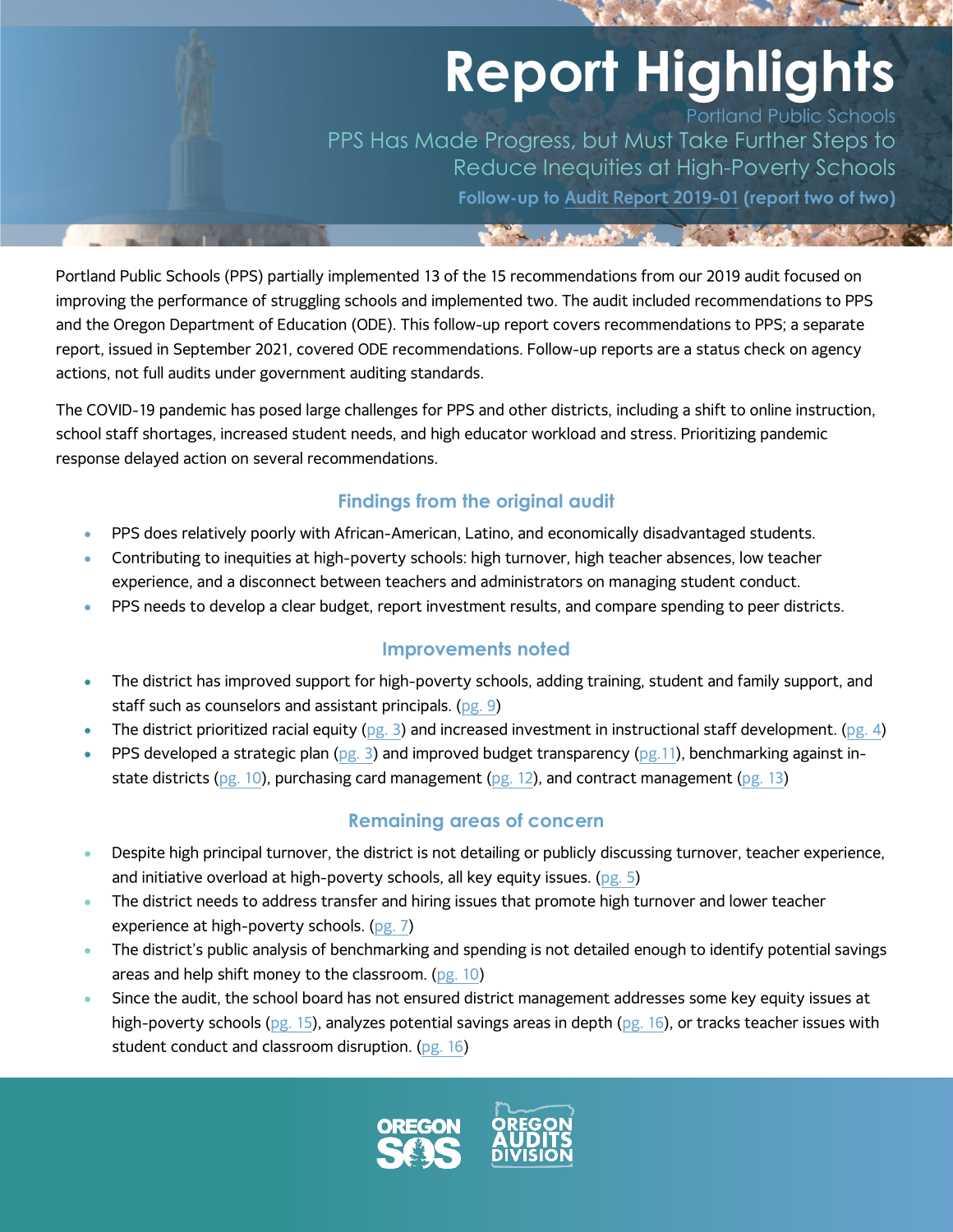# Report Highlights

Portland Public Schools

## PPS Has Made Progress, but Must Take Further Steps to Reduce Inequities at High-Poverty Schools

**Follow-up to Audit Report 2019-01 (report two of two)**

Portland Public Schools (PPS) partially implemented 13 of the 15 recommendations from our 2019 audit focused on improving the performance of struggling schools and implemented two. The audit included recommendations to PPS and the Oregon Department of Education (ODE). This follow-up report covers recommendations to PPS; a separate report, issued in September 2021, covered ODE recommendations. Follow-up reports are a status check on agency actions, not full audits under government auditing standards.

The COVID-19 pandemic has posed large challenges for PPS and other districts, including a shift to online instruction, school staff shortages, increased student needs, and high educator workload and stress. Prioritizing pandemic response delayed action on several recommendations.

### Findings from the original audit

- PPS does relatively poorly with African-American, Latino, and economically disadvantaged students.
- Contributing to inequities at high-poverty schools: high turnover, high teacher absences, low teacher experience, and a disconnect between teachers and administrators on managing student conduct.
- PPS needs to develop a clear budget, report investment results, and compare spending to peer districts.

### Improvements noted

- The district has improved support for high-poverty schools, adding training, student and family support, and staff such as counselors and assistant principals. (pg. 9)
- The district prioritized racial equity (pg. 3) and increased investment in instructional staff development. (pg. 4)
- PPS developed a strategic plan (pg. 3) and improved budget transparency (pg.11), benchmarking against in-state districts (pg. 10), purchasing card management (pg. 12), and contract management (pg. 13)

### Remaining areas of concern

- Despite high principal turnover, the district is not detailing or publicly discussing turnover, teacher experience, and initiative overload at high-poverty schools, all key equity issues. (pg. 5)
- The district needs to address transfer and hiring issues that promote high turnover and lower teacher experience at high-poverty schools. (pg. 7)
- The district's public analysis of benchmarking and spending is not detailed enough to identify potential savings areas and help shift money to the classroom. (pg. 10)
- Since the audit, the school board has not ensured district management addresses some key equity issues at high-poverty schools (pg. 15), analyzes potential savings areas in depth (pg. 16), or tracks teacher issues with student conduct and classroom disruption. (pg. 16)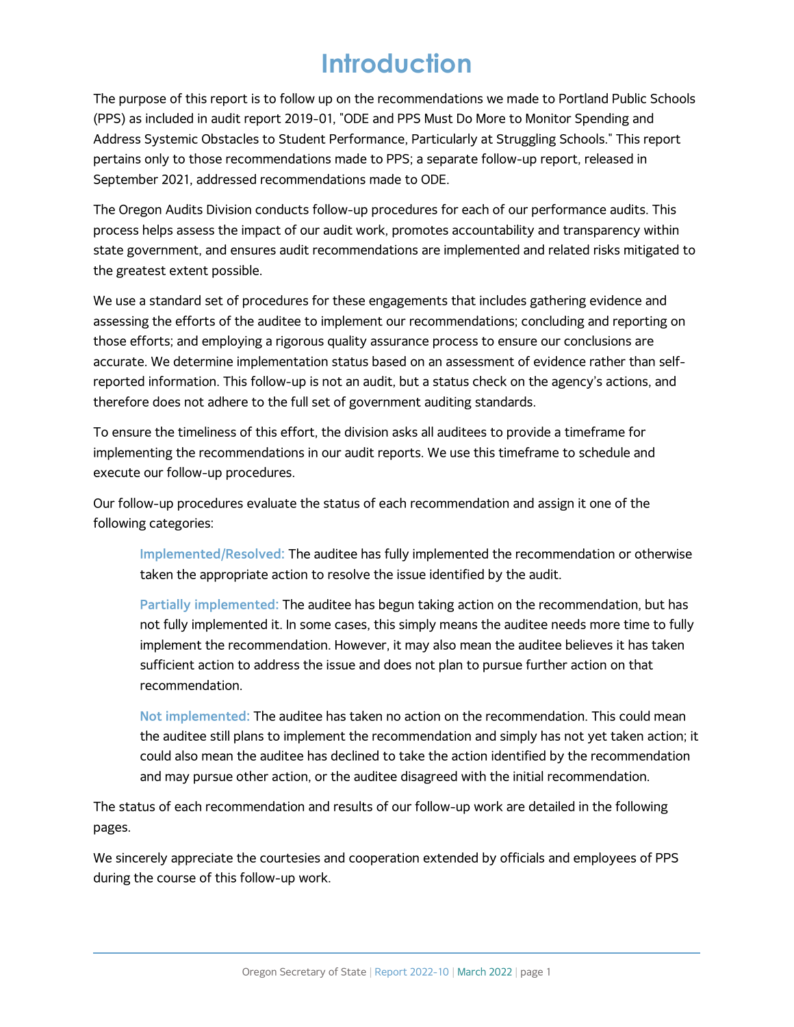# Introduction

The purpose of this report is to follow up on the recommendations we made to Portland Public Schools (PPS) as included in audit report 2019-01, "ODE and PPS Must Do More to Monitor Spending and Address Systemic Obstacles to Student Performance, Particularly at Struggling Schools." This report pertains only to those recommendations made to PPS; a separate follow-up report, released in September 2021, addressed recommendations made to ODE.

The Oregon Audits Division conducts follow-up procedures for each of our performance audits. This process helps assess the impact of our audit work, promotes accountability and transparency within state government, and ensures audit recommendations are implemented and related risks mitigated to the greatest extent possible.

We use a standard set of procedures for these engagements that includes gathering evidence and assessing the efforts of the auditee to implement our recommendations; concluding and reporting on those efforts; and employing a rigorous quality assurance process to ensure our conclusions are accurate. We determine implementation status based on an assessment of evidence rather than self-reported information. This follow-up is not an audit, but a status check on the agency's actions, and therefore does not adhere to the full set of government auditing standards.

To ensure the timeliness of this effort, the division asks all auditees to provide a timeframe for implementing the recommendations in our audit reports. We use this timeframe to schedule and execute our follow-up procedures.

Our follow-up procedures evaluate the status of each recommendation and assign it one of the following categories:

> **Implemented/Resolved:** The auditee has fully implemented the recommendation or otherwise taken the appropriate action to resolve the issue identified by the audit.
>
> **Partially implemented:** The auditee has begun taking action on the recommendation, but has not fully implemented it. In some cases, this simply means the auditee needs more time to fully implement the recommendation. However, it may also mean the auditee believes it has taken sufficient action to address the issue and does not plan to pursue further action on that recommendation.
>
> **Not implemented:** The auditee has taken no action on the recommendation. This could mean the auditee still plans to implement the recommendation and simply has not yet taken action; it could also mean the auditee has declined to take the action identified by the recommendation and may pursue other action, or the auditee disagreed with the initial recommendation.

The status of each recommendation and results of our follow-up work are detailed in the following pages.

We sincerely appreciate the courtesies and cooperation extended by officials and employees of PPS during the course of this follow-up work.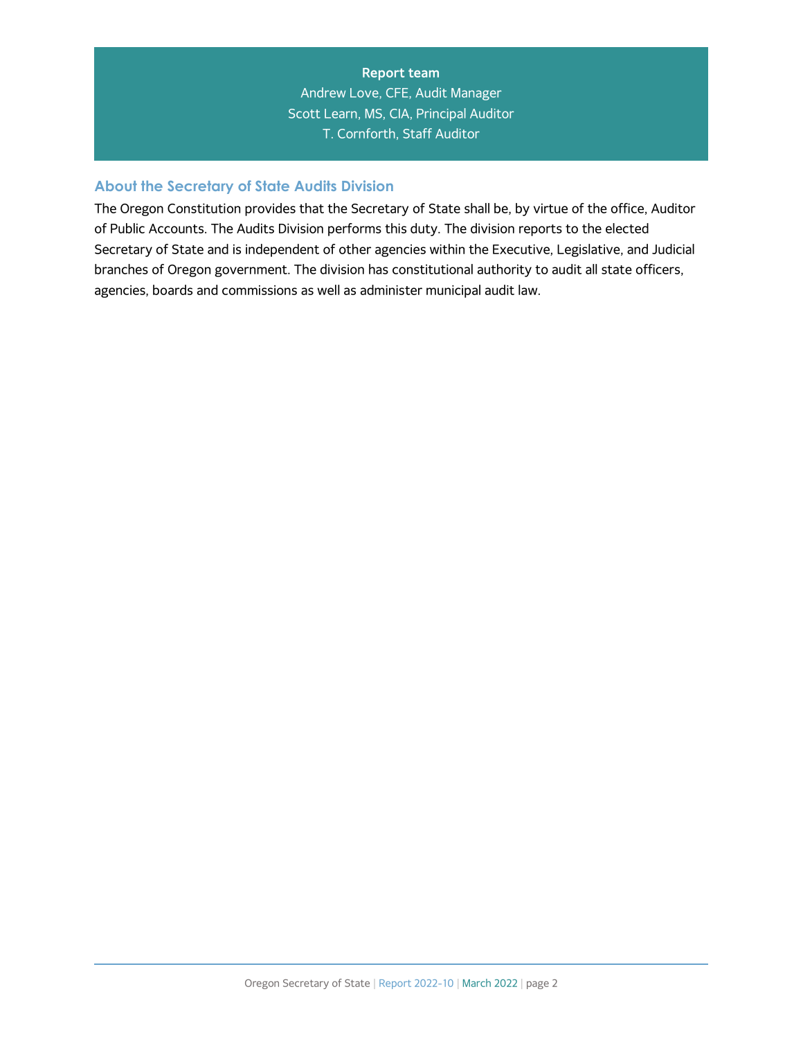**Report team**

Andrew Love, CFE, Audit Manager

Scott Learn, MS, CIA, Principal Auditor

T. Cornforth, Staff Auditor

## About the Secretary of State Audits Division

The Oregon Constitution provides that the Secretary of State shall be, by virtue of the office, Auditor of Public Accounts. The Audits Division performs this duty. The division reports to the elected Secretary of State and is independent of other agencies within the Executive, Legislative, and Judicial branches of Oregon government. The division has constitutional authority to audit all state officers, agencies, boards and commissions as well as administer municipal audit law.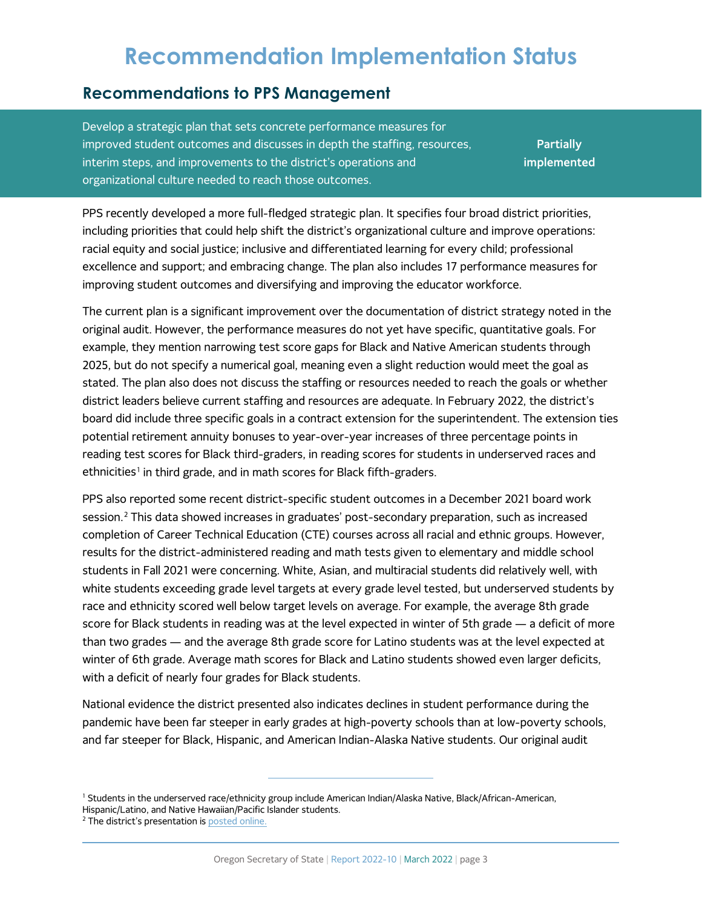# Recommendation Implementation Status

## Recommendations to PPS Management

| Develop a strategic plan that sets concrete performance measures for improved student outcomes and discusses in depth the staffing, resources, interim steps, and improvements to the district's operations and organizational culture needed to reach those outcomes. | **Partially implemented** |
| --- | --- |

PPS recently developed a more full-fledged strategic plan. It specifies four broad district priorities, including priorities that could help shift the district's organizational culture and improve operations: racial equity and social justice; inclusive and differentiated learning for every child; professional excellence and support; and embracing change. The plan also includes 17 performance measures for improving student outcomes and diversifying and improving the educator workforce.

The current plan is a significant improvement over the documentation of district strategy noted in the original audit. However, the performance measures do not yet have specific, quantitative goals. For example, they mention narrowing test score gaps for Black and Native American students through 2025, but do not specify a numerical goal, meaning even a slight reduction would meet the goal as stated. The plan also does not discuss the staffing or resources needed to reach the goals or whether district leaders believe current staffing and resources are adequate. In February 2022, the district's board did include three specific goals in a contract extension for the superintendent. The extension ties potential retirement annuity bonuses to year-over-year increases of three percentage points in reading test scores for Black third-graders, in reading scores for students in underserved races and ethnicities[1] in third grade, and in math scores for Black fifth-graders.

PPS also reported some recent district-specific student outcomes in a December 2021 board work session.[2] This data showed increases in graduates' post-secondary preparation, such as increased completion of Career Technical Education (CTE) courses across all racial and ethnic groups. However, results for the district-administered reading and math tests given to elementary and middle school students in Fall 2021 were concerning. White, Asian, and multiracial students did relatively well, with white students exceeding grade level targets at every grade level tested, but underserved students by race and ethnicity scored well below target levels on average. For example, the average 8th grade score for Black students in reading was at the level expected in winter of 5th grade — a deficit of more than two grades — and the average 8th grade score for Latino students was at the level expected at winter of 6th grade. Average math scores for Black and Latino students showed even larger deficits, with a deficit of nearly four grades for Black students.

National evidence the district presented also indicates declines in student performance during the pandemic have been far steeper in early grades at high-poverty schools than at low-poverty schools, and far steeper for Black, Hispanic, and American Indian-Alaska Native students. Our original audit

---

[1] Students in the underserved race/ethnicity group include American Indian/Alaska Native, Black/African-American, Hispanic/Latino, and Native Hawaiian/Pacific Islander students.

[2] The district's presentation is posted online.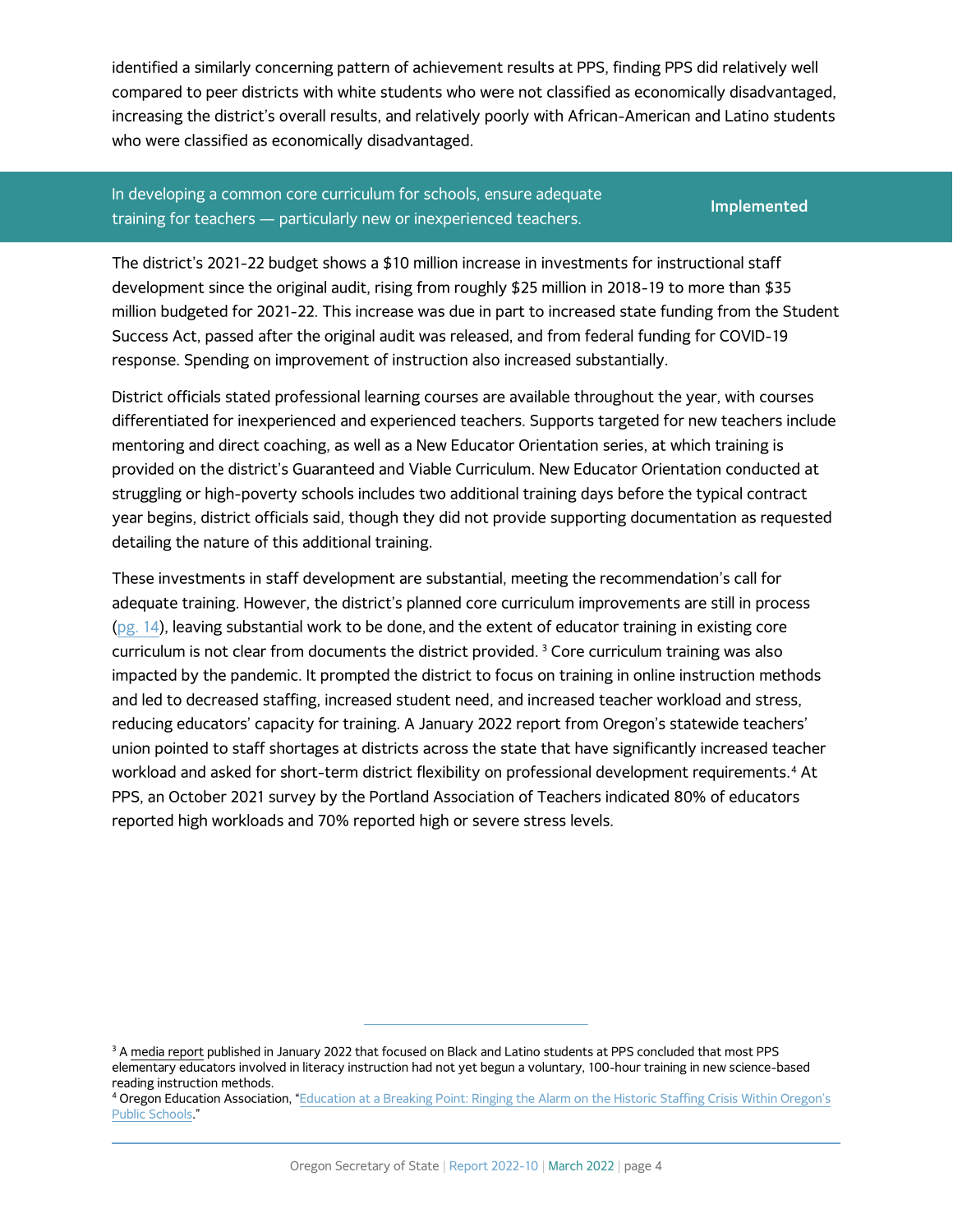identified a similarly concerning pattern of achievement results at PPS, finding PPS did relatively well compared to peer districts with white students who were not classified as economically disadvantaged, increasing the district's overall results, and relatively poorly with African-American and Latino students who were classified as economically disadvantaged.

| In developing a common core curriculum for schools, ensure adequate training for teachers — particularly new or inexperienced teachers. | **Implemented** |
| --- | --- |

The district's 2021-22 budget shows a $10 million increase in investments for instructional staff development since the original audit, rising from roughly $25 million in 2018-19 to more than $35 million budgeted for 2021-22. This increase was due in part to increased state funding from the Student Success Act, passed after the original audit was released, and from federal funding for COVID-19 response. Spending on improvement of instruction also increased substantially.

District officials stated professional learning courses are available throughout the year, with courses differentiated for inexperienced and experienced teachers. Supports targeted for new teachers include mentoring and direct coaching, as well as a New Educator Orientation series, at which training is provided on the district's Guaranteed and Viable Curriculum. New Educator Orientation conducted at struggling or high-poverty schools includes two additional training days before the typical contract year begins, district officials said, though they did not provide supporting documentation as requested detailing the nature of this additional training.

These investments in staff development are substantial, meeting the recommendation's call for adequate training. However, the district's planned core curriculum improvements are still in process (pg. 14), leaving substantial work to be done, and the extent of educator training in existing core curriculum is not clear from documents the district provided. [3] Core curriculum training was also impacted by the pandemic. It prompted the district to focus on training in online instruction methods and led to decreased staffing, increased student need, and increased teacher workload and stress, reducing educators' capacity for training. A January 2022 report from Oregon's statewide teachers' union pointed to staff shortages at districts across the state that have significantly increased teacher workload and asked for short-term district flexibility on professional development requirements.[4] At PPS, an October 2021 survey by the Portland Association of Teachers indicated 80% of educators reported high workloads and 70% reported high or severe stress levels.

---

[3] A media report published in January 2022 that focused on Black and Latino students at PPS concluded that most PPS elementary educators involved in literacy instruction had not yet begun a voluntary, 100-hour training in new science-based reading instruction methods.

[4] Oregon Education Association, "Education at a Breaking Point: Ringing the Alarm on the Historic Staffing Crisis Within Oregon's Public Schools."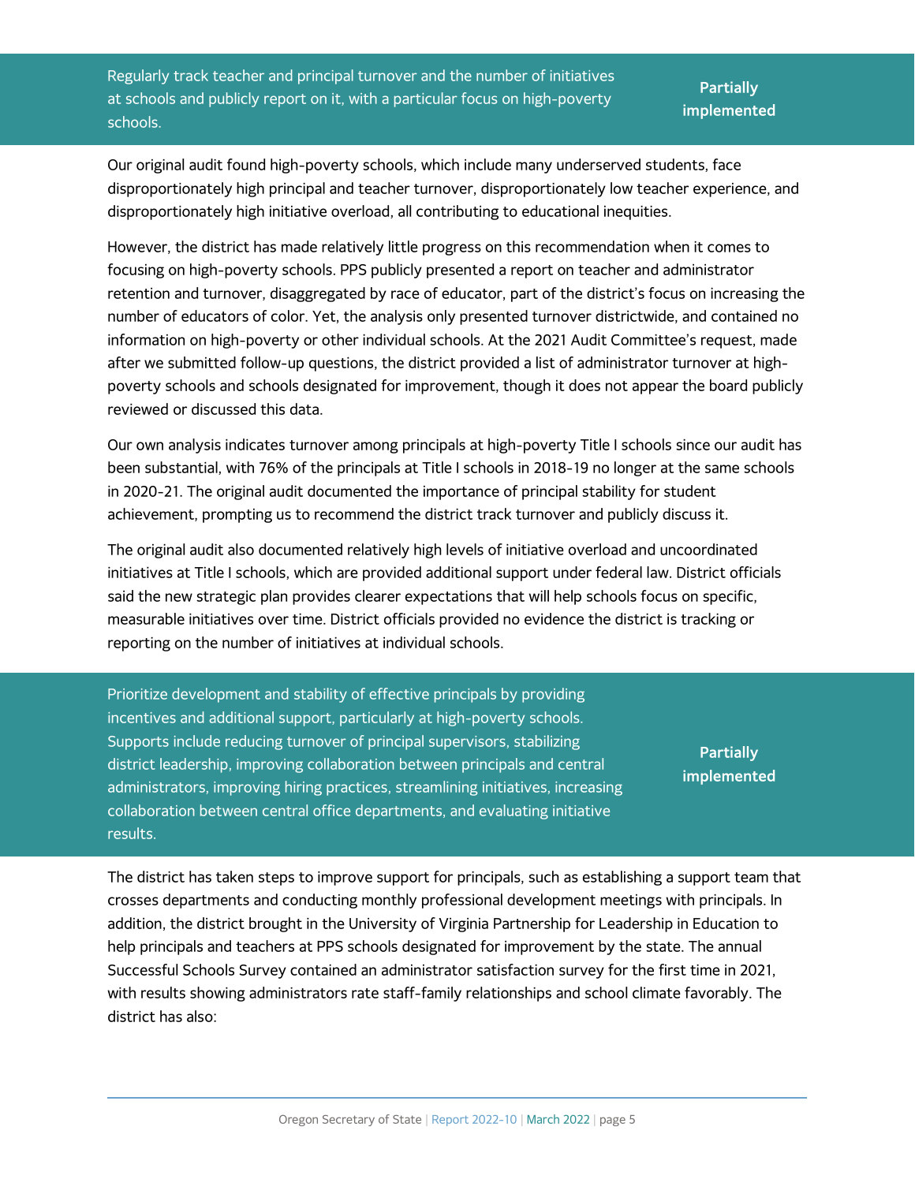| Recommendation | Status |
| --- | --- |
| Regularly track teacher and principal turnover and the number of initiatives at schools and publicly report on it, with a particular focus on high-poverty schools. | **Partially implemented** |

Our original audit found high-poverty schools, which include many underserved students, face disproportionately high principal and teacher turnover, disproportionately low teacher experience, and disproportionately high initiative overload, all contributing to educational inequities.

However, the district has made relatively little progress on this recommendation when it comes to focusing on high-poverty schools. PPS publicly presented a report on teacher and administrator retention and turnover, disaggregated by race of educator, part of the district's focus on increasing the number of educators of color. Yet, the analysis only presented turnover districtwide, and contained no information on high-poverty or other individual schools. At the 2021 Audit Committee's request, made after we submitted follow-up questions, the district provided a list of administrator turnover at high-poverty schools and schools designated for improvement, though it does not appear the board publicly reviewed or discussed this data.

Our own analysis indicates turnover among principals at high-poverty Title I schools since our audit has been substantial, with 76% of the principals at Title I schools in 2018-19 no longer at the same schools in 2020-21. The original audit documented the importance of principal stability for student achievement, prompting us to recommend the district track turnover and publicly discuss it.

The original audit also documented relatively high levels of initiative overload and uncoordinated initiatives at Title I schools, which are provided additional support under federal law. District officials said the new strategic plan provides clearer expectations that will help schools focus on specific, measurable initiatives over time. District officials provided no evidence the district is tracking or reporting on the number of initiatives at individual schools.

| Recommendation | Status |
| --- | --- |
| Prioritize development and stability of effective principals by providing incentives and additional support, particularly at high-poverty schools. Supports include reducing turnover of principal supervisors, stabilizing district leadership, improving collaboration between principals and central administrators, improving hiring practices, streamlining initiatives, increasing collaboration between central office departments, and evaluating initiative results. | **Partially implemented** |

The district has taken steps to improve support for principals, such as establishing a support team that crosses departments and conducting monthly professional development meetings with principals. In addition, the district brought in the University of Virginia Partnership for Leadership in Education to help principals and teachers at PPS schools designated for improvement by the state. The annual Successful Schools Survey contained an administrator satisfaction survey for the first time in 2021, with results showing administrators rate staff-family relationships and school climate favorably. The district has also: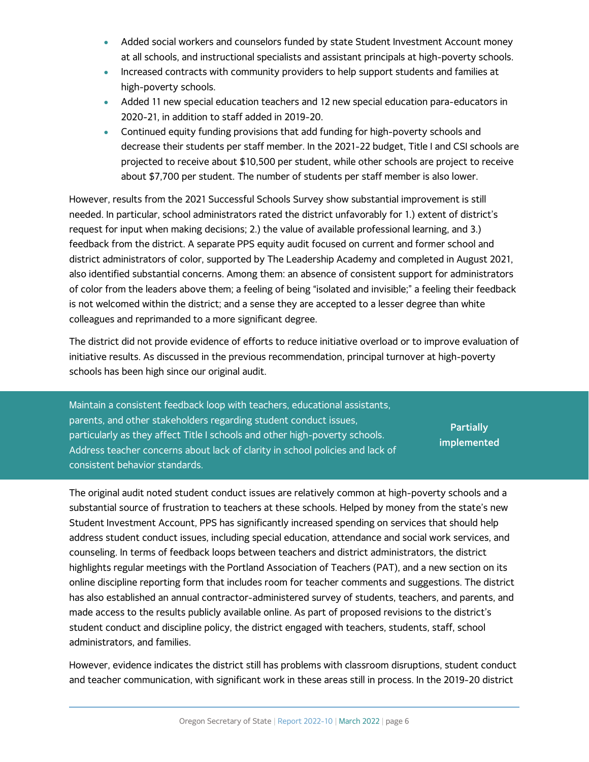- Added social workers and counselors funded by state Student Investment Account money at all schools, and instructional specialists and assistant principals at high-poverty schools.
- Increased contracts with community providers to help support students and families at high-poverty schools.
- Added 11 new special education teachers and 12 new special education para-educators in 2020-21, in addition to staff added in 2019-20.
- Continued equity funding provisions that add funding for high-poverty schools and decrease their students per staff member. In the 2021-22 budget, Title I and CSI schools are projected to receive about $10,500 per student, while other schools are project to receive about $7,700 per student. The number of students per staff member is also lower.

However, results from the 2021 Successful Schools Survey show substantial improvement is still needed. In particular, school administrators rated the district unfavorably for 1.) extent of district's request for input when making decisions; 2.) the value of available professional learning, and 3.) feedback from the district. A separate PPS equity audit focused on current and former school and district administrators of color, supported by The Leadership Academy and completed in August 2021, also identified substantial concerns. Among them: an absence of consistent support for administrators of color from the leaders above them; a feeling of being "isolated and invisible;" a feeling their feedback is not welcomed within the district; and a sense they are accepted to a lesser degree than white colleagues and reprimanded to a more significant degree.

The district did not provide evidence of efforts to reduce initiative overload or to improve evaluation of initiative results. As discussed in the previous recommendation, principal turnover at high-poverty schools has been high since our original audit.

| Recommendation | Status |
| --- | --- |
| Maintain a consistent feedback loop with teachers, educational assistants, parents, and other stakeholders regarding student conduct issues, particularly as they affect Title I schools and other high-poverty schools. Address teacher concerns about lack of clarity in school policies and lack of consistent behavior standards. | **Partially implemented** |

The original audit noted student conduct issues are relatively common at high-poverty schools and a substantial source of frustration to teachers at these schools. Helped by money from the state's new Student Investment Account, PPS has significantly increased spending on services that should help address student conduct issues, including special education, attendance and social work services, and counseling. In terms of feedback loops between teachers and district administrators, the district highlights regular meetings with the Portland Association of Teachers (PAT), and a new section on its online discipline reporting form that includes room for teacher comments and suggestions. The district has also established an annual contractor-administered survey of students, teachers, and parents, and made access to the results publicly available online. As part of proposed revisions to the district's student conduct and discipline policy, the district engaged with teachers, students, staff, school administrators, and families.

However, evidence indicates the district still has problems with classroom disruptions, student conduct and teacher communication, with significant work in these areas still in process. In the 2019-20 district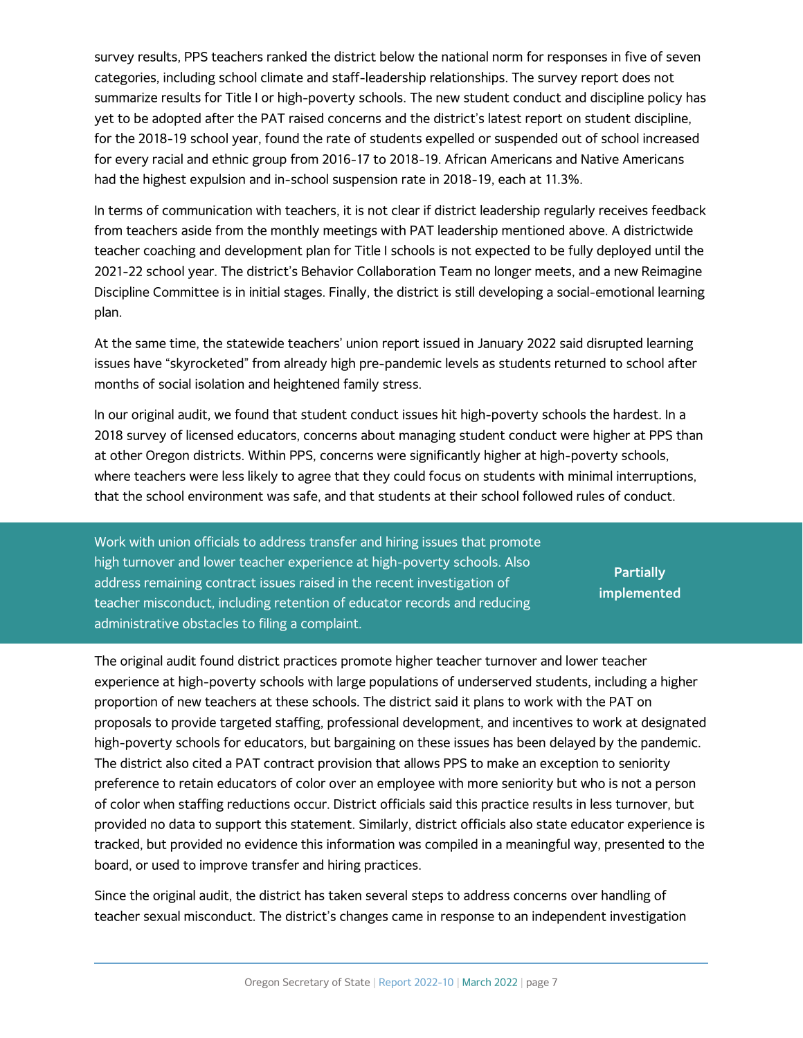survey results, PPS teachers ranked the district below the national norm for responses in five of seven categories, including school climate and staff-leadership relationships. The survey report does not summarize results for Title I or high-poverty schools. The new student conduct and discipline policy has yet to be adopted after the PAT raised concerns and the district's latest report on student discipline, for the 2018-19 school year, found the rate of students expelled or suspended out of school increased for every racial and ethnic group from 2016-17 to 2018-19. African Americans and Native Americans had the highest expulsion and in-school suspension rate in 2018-19, each at 11.3%.

In terms of communication with teachers, it is not clear if district leadership regularly receives feedback from teachers aside from the monthly meetings with PAT leadership mentioned above. A districtwide teacher coaching and development plan for Title I schools is not expected to be fully deployed until the 2021-22 school year. The district's Behavior Collaboration Team no longer meets, and a new Reimagine Discipline Committee is in initial stages. Finally, the district is still developing a social-emotional learning plan.

At the same time, the statewide teachers' union report issued in January 2022 said disrupted learning issues have "skyrocketed" from already high pre-pandemic levels as students returned to school after months of social isolation and heightened family stress.

In our original audit, we found that student conduct issues hit high-poverty schools the hardest. In a 2018 survey of licensed educators, concerns about managing student conduct were higher at PPS than at other Oregon districts. Within PPS, concerns were significantly higher at high-poverty schools, where teachers were less likely to agree that they could focus on students with minimal interruptions, that the school environment was safe, and that students at their school followed rules of conduct.

| Recommendation | Status |
| --- | --- |
| Work with union officials to address transfer and hiring issues that promote high turnover and lower teacher experience at high-poverty schools. Also address remaining contract issues raised in the recent investigation of teacher misconduct, including retention of educator records and reducing administrative obstacles to filing a complaint. | **Partially implemented** |

The original audit found district practices promote higher teacher turnover and lower teacher experience at high-poverty schools with large populations of underserved students, including a higher proportion of new teachers at these schools. The district said it plans to work with the PAT on proposals to provide targeted staffing, professional development, and incentives to work at designated high-poverty schools for educators, but bargaining on these issues has been delayed by the pandemic. The district also cited a PAT contract provision that allows PPS to make an exception to seniority preference to retain educators of color over an employee with more seniority but who is not a person of color when staffing reductions occur. District officials said this practice results in less turnover, but provided no data to support this statement. Similarly, district officials also state educator experience is tracked, but provided no evidence this information was compiled in a meaningful way, presented to the board, or used to improve transfer and hiring practices.

Since the original audit, the district has taken several steps to address concerns over handling of teacher sexual misconduct. The district's changes came in response to an independent investigation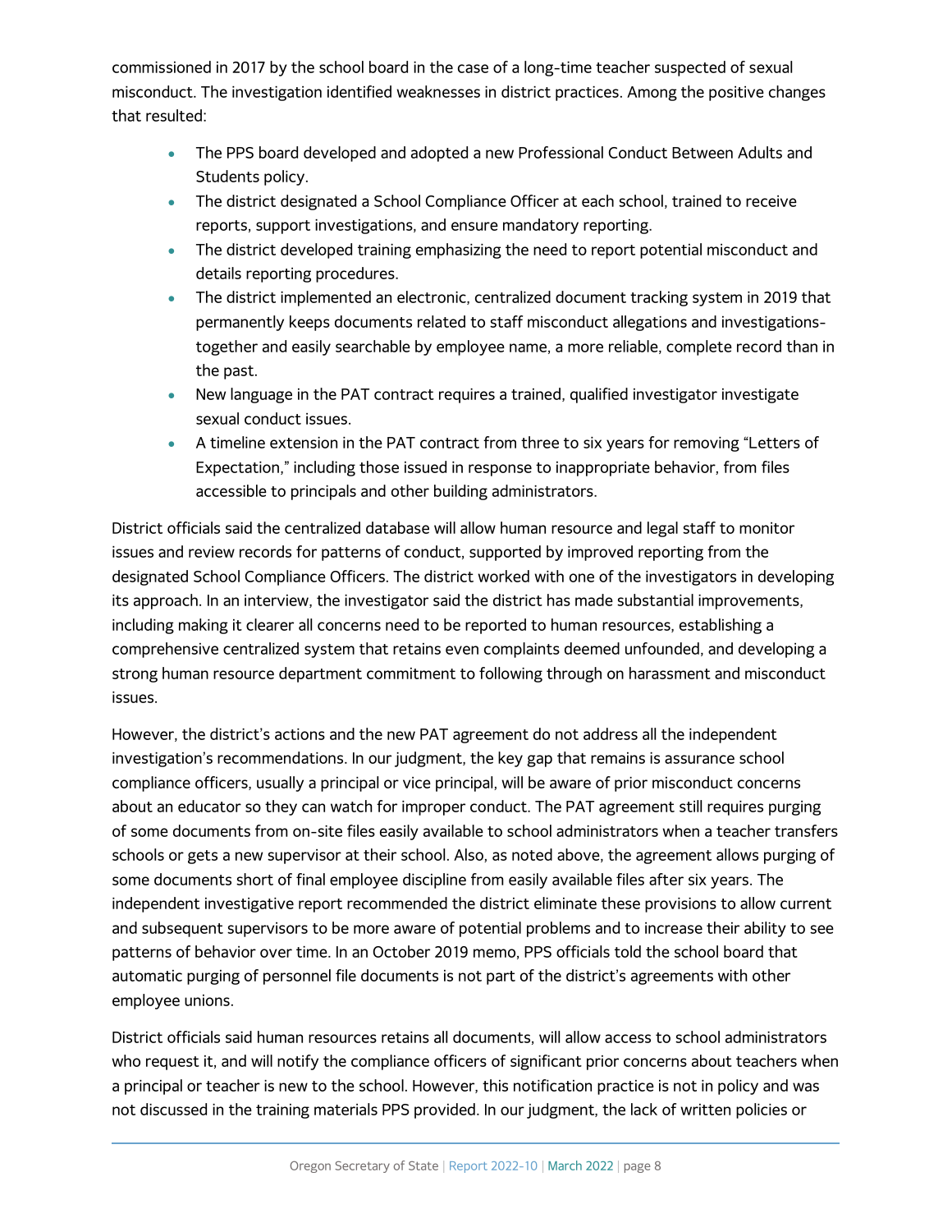commissioned in 2017 by the school board in the case of a long-time teacher suspected of sexual misconduct. The investigation identified weaknesses in district practices. Among the positive changes that resulted:

- The PPS board developed and adopted a new Professional Conduct Between Adults and Students policy.
- The district designated a School Compliance Officer at each school, trained to receive reports, support investigations, and ensure mandatory reporting.
- The district developed training emphasizing the need to report potential misconduct and details reporting procedures.
- The district implemented an electronic, centralized document tracking system in 2019 that permanently keeps documents related to staff misconduct allegations and investigations-together and easily searchable by employee name, a more reliable, complete record than in the past.
- New language in the PAT contract requires a trained, qualified investigator investigate sexual conduct issues.
- A timeline extension in the PAT contract from three to six years for removing "Letters of Expectation," including those issued in response to inappropriate behavior, from files accessible to principals and other building administrators.

District officials said the centralized database will allow human resource and legal staff to monitor issues and review records for patterns of conduct, supported by improved reporting from the designated School Compliance Officers. The district worked with one of the investigators in developing its approach. In an interview, the investigator said the district has made substantial improvements, including making it clearer all concerns need to be reported to human resources, establishing a comprehensive centralized system that retains even complaints deemed unfounded, and developing a strong human resource department commitment to following through on harassment and misconduct issues.

However, the district's actions and the new PAT agreement do not address all the independent investigation's recommendations. In our judgment, the key gap that remains is assurance school compliance officers, usually a principal or vice principal, will be aware of prior misconduct concerns about an educator so they can watch for improper conduct. The PAT agreement still requires purging of some documents from on-site files easily available to school administrators when a teacher transfers schools or gets a new supervisor at their school. Also, as noted above, the agreement allows purging of some documents short of final employee discipline from easily available files after six years. The independent investigative report recommended the district eliminate these provisions to allow current and subsequent supervisors to be more aware of potential problems and to increase their ability to see patterns of behavior over time. In an October 2019 memo, PPS officials told the school board that automatic purging of personnel file documents is not part of the district's agreements with other employee unions.

District officials said human resources retains all documents, will allow access to school administrators who request it, and will notify the compliance officers of significant prior concerns about teachers when a principal or teacher is new to the school. However, this notification practice is not in policy and was not discussed in the training materials PPS provided. In our judgment, the lack of written policies or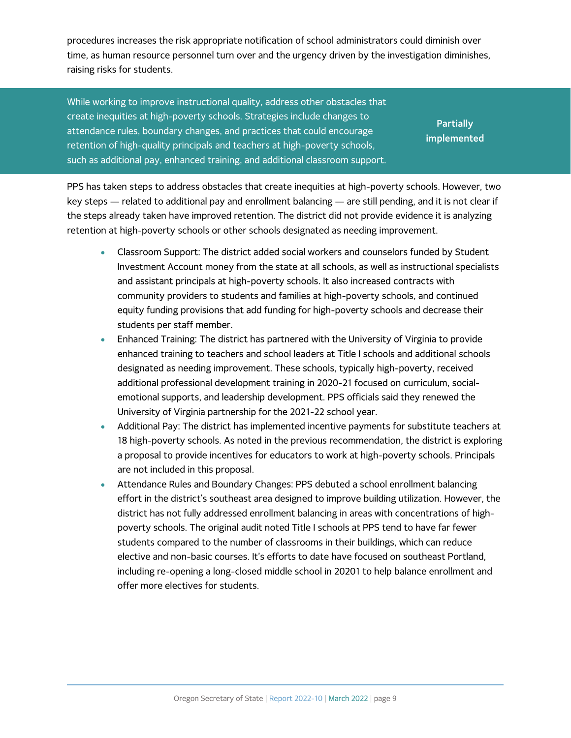procedures increases the risk appropriate notification of school administrators could diminish over time, as human resource personnel turn over and the urgency driven by the investigation diminishes, raising risks for students.

| While working to improve instructional quality, address other obstacles that create inequities at high-poverty schools. Strategies include changes to attendance rules, boundary changes, and practices that could encourage retention of high-quality principals and teachers at high-poverty schools, such as additional pay, enhanced training, and additional classroom support. | **Partially implemented** |
|---|---|

PPS has taken steps to address obstacles that create inequities at high-poverty schools. However, two key steps — related to additional pay and enrollment balancing — are still pending, and it is not clear if the steps already taken have improved retention. The district did not provide evidence it is analyzing retention at high-poverty schools or other schools designated as needing improvement.

- Classroom Support: The district added social workers and counselors funded by Student Investment Account money from the state at all schools, as well as instructional specialists and assistant principals at high-poverty schools. It also increased contracts with community providers to students and families at high-poverty schools, and continued equity funding provisions that add funding for high-poverty schools and decrease their students per staff member.
- Enhanced Training: The district has partnered with the University of Virginia to provide enhanced training to teachers and school leaders at Title I schools and additional schools designated as needing improvement. These schools, typically high-poverty, received additional professional development training in 2020-21 focused on curriculum, social-emotional supports, and leadership development. PPS officials said they renewed the University of Virginia partnership for the 2021-22 school year.
- Additional Pay: The district has implemented incentive payments for substitute teachers at 18 high-poverty schools. As noted in the previous recommendation, the district is exploring a proposal to provide incentives for educators to work at high-poverty schools. Principals are not included in this proposal.
- Attendance Rules and Boundary Changes: PPS debuted a school enrollment balancing effort in the district's southeast area designed to improve building utilization. However, the district has not fully addressed enrollment balancing in areas with concentrations of high-poverty schools. The original audit noted Title I schools at PPS tend to have far fewer students compared to the number of classrooms in their buildings, which can reduce elective and non-basic courses. It's efforts to date have focused on southeast Portland, including re-opening a long-closed middle school in 20201 to help balance enrollment and offer more electives for students.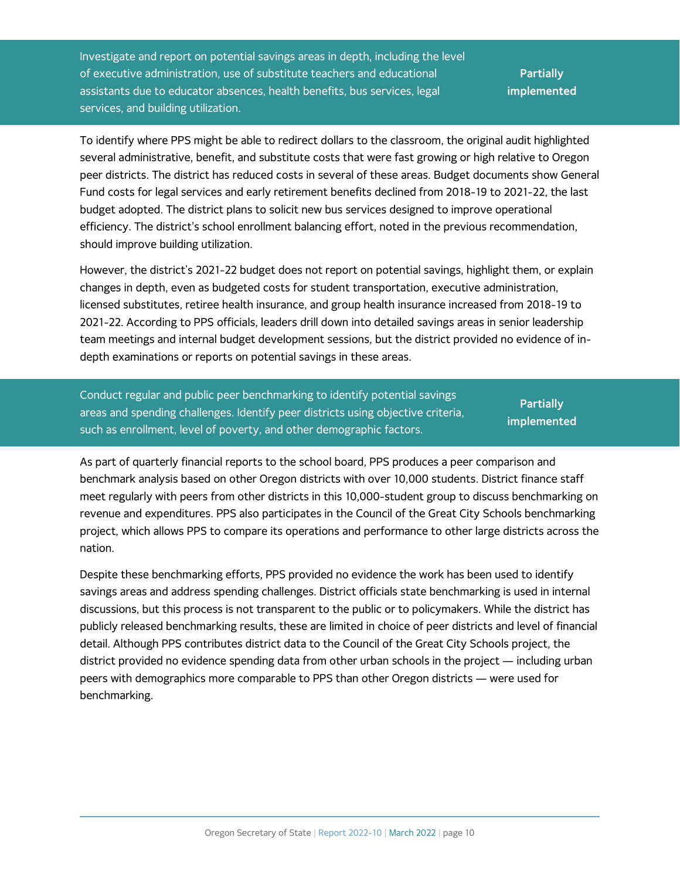| Recommendation | Status |
| --- | --- |
| Investigate and report on potential savings areas in depth, including the level of executive administration, use of substitute teachers and educational assistants due to educator absences, health benefits, bus services, legal services, and building utilization. | **Partially implemented** |

To identify where PPS might be able to redirect dollars to the classroom, the original audit highlighted several administrative, benefit, and substitute costs that were fast growing or high relative to Oregon peer districts. The district has reduced costs in several of these areas. Budget documents show General Fund costs for legal services and early retirement benefits declined from 2018-19 to 2021-22, the last budget adopted. The district plans to solicit new bus services designed to improve operational efficiency. The district's school enrollment balancing effort, noted in the previous recommendation, should improve building utilization.

However, the district's 2021-22 budget does not report on potential savings, highlight them, or explain changes in depth, even as budgeted costs for student transportation, executive administration, licensed substitutes, retiree health insurance, and group health insurance increased from 2018-19 to 2021-22. According to PPS officials, leaders drill down into detailed savings areas in senior leadership team meetings and internal budget development sessions, but the district provided no evidence of in-depth examinations or reports on potential savings in these areas.

| Recommendation | Status |
| --- | --- |
| Conduct regular and public peer benchmarking to identify potential savings areas and spending challenges. Identify peer districts using objective criteria, such as enrollment, level of poverty, and other demographic factors. | **Partially implemented** |

As part of quarterly financial reports to the school board, PPS produces a peer comparison and benchmark analysis based on other Oregon districts with over 10,000 students. District finance staff meet regularly with peers from other districts in this 10,000-student group to discuss benchmarking on revenue and expenditures. PPS also participates in the Council of the Great City Schools benchmarking project, which allows PPS to compare its operations and performance to other large districts across the nation.

Despite these benchmarking efforts, PPS provided no evidence the work has been used to identify savings areas and address spending challenges. District officials state benchmarking is used in internal discussions, but this process is not transparent to the public or to policymakers. While the district has publicly released benchmarking results, these are limited in choice of peer districts and level of financial detail. Although PPS contributes district data to the Council of the Great City Schools project, the district provided no evidence spending data from other urban schools in the project — including urban peers with demographics more comparable to PPS than other Oregon districts — were used for benchmarking.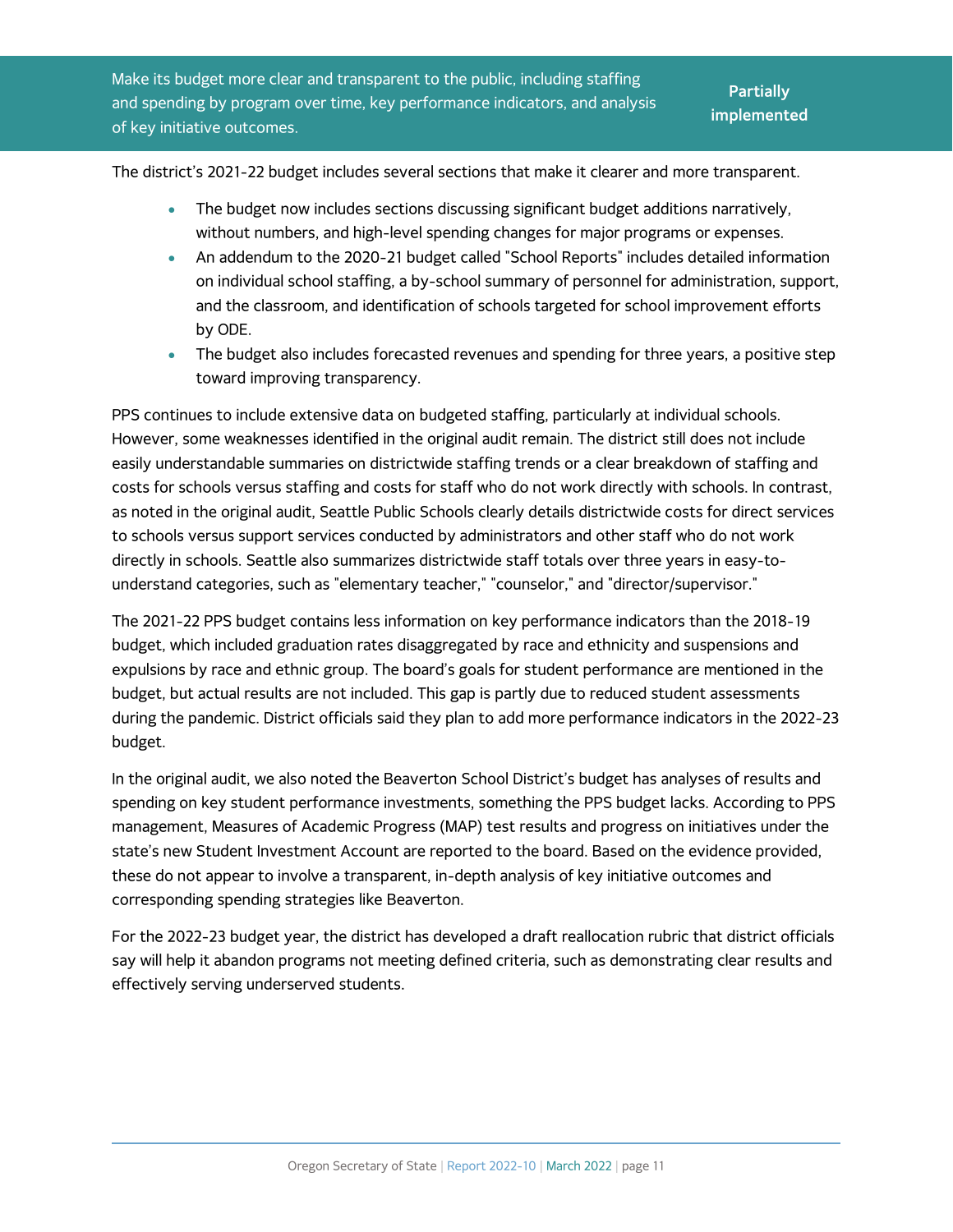| Make its budget more clear and transparent to the public, including staffing and spending by program over time, key performance indicators, and analysis of key initiative outcomes. | **Partially implemented** |
| --- | --- |

The district's 2021-22 budget includes several sections that make it clearer and more transparent.

- The budget now includes sections discussing significant budget additions narratively, without numbers, and high-level spending changes for major programs or expenses.
- An addendum to the 2020-21 budget called "School Reports" includes detailed information on individual school staffing, a by-school summary of personnel for administration, support, and the classroom, and identification of schools targeted for school improvement efforts by ODE.
- The budget also includes forecasted revenues and spending for three years, a positive step toward improving transparency.

PPS continues to include extensive data on budgeted staffing, particularly at individual schools. However, some weaknesses identified in the original audit remain. The district still does not include easily understandable summaries on districtwide staffing trends or a clear breakdown of staffing and costs for schools versus staffing and costs for staff who do not work directly with schools. In contrast, as noted in the original audit, Seattle Public Schools clearly details districtwide costs for direct services to schools versus support services conducted by administrators and other staff who do not work directly in schools. Seattle also summarizes districtwide staff totals over three years in easy-to-understand categories, such as "elementary teacher," "counselor," and "director/supervisor."

The 2021-22 PPS budget contains less information on key performance indicators than the 2018-19 budget, which included graduation rates disaggregated by race and ethnicity and suspensions and expulsions by race and ethnic group. The board's goals for student performance are mentioned in the budget, but actual results are not included. This gap is partly due to reduced student assessments during the pandemic. District officials said they plan to add more performance indicators in the 2022-23 budget.

In the original audit, we also noted the Beaverton School District's budget has analyses of results and spending on key student performance investments, something the PPS budget lacks. According to PPS management, Measures of Academic Progress (MAP) test results and progress on initiatives under the state's new Student Investment Account are reported to the board. Based on the evidence provided, these do not appear to involve a transparent, in-depth analysis of key initiative outcomes and corresponding spending strategies like Beaverton.

For the 2022-23 budget year, the district has developed a draft reallocation rubric that district officials say will help it abandon programs not meeting defined criteria, such as demonstrating clear results and effectively serving underserved students.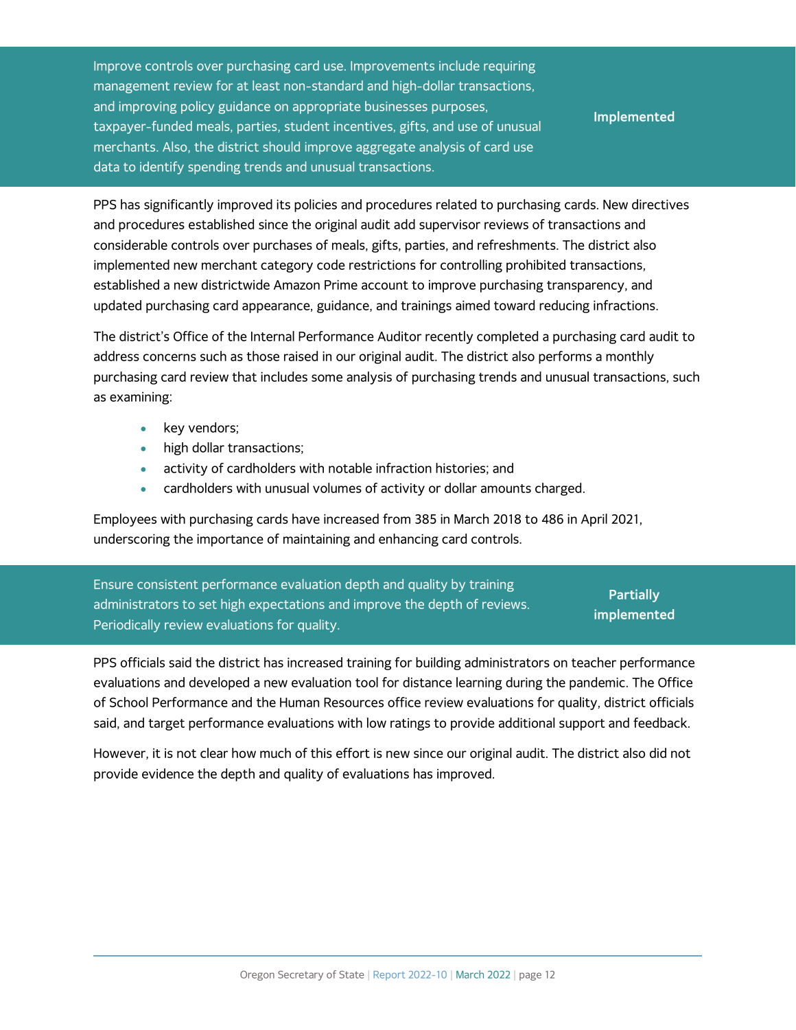| Recommendation | Status |
| --- | --- |
| Improve controls over purchasing card use. Improvements include requiring management review for at least non-standard and high-dollar transactions, and improving policy guidance on appropriate businesses purposes, taxpayer-funded meals, parties, student incentives, gifts, and use of unusual merchants. Also, the district should improve aggregate analysis of card use data to identify spending trends and unusual transactions. | **Implemented** |

PPS has significantly improved its policies and procedures related to purchasing cards. New directives and procedures established since the original audit add supervisor reviews of transactions and considerable controls over purchases of meals, gifts, parties, and refreshments. The district also implemented new merchant category code restrictions for controlling prohibited transactions, established a new districtwide Amazon Prime account to improve purchasing transparency, and updated purchasing card appearance, guidance, and trainings aimed toward reducing infractions.

The district's Office of the Internal Performance Auditor recently completed a purchasing card audit to address concerns such as those raised in our original audit. The district also performs a monthly purchasing card review that includes some analysis of purchasing trends and unusual transactions, such as examining:

- key vendors;
- high dollar transactions;
- activity of cardholders with notable infraction histories; and
- cardholders with unusual volumes of activity or dollar amounts charged.

Employees with purchasing cards have increased from 385 in March 2018 to 486 in April 2021, underscoring the importance of maintaining and enhancing card controls.

| Recommendation | Status |
| --- | --- |
| Ensure consistent performance evaluation depth and quality by training administrators to set high expectations and improve the depth of reviews. Periodically review evaluations for quality. | **Partially implemented** |

PPS officials said the district has increased training for building administrators on teacher performance evaluations and developed a new evaluation tool for distance learning during the pandemic. The Office of School Performance and the Human Resources office review evaluations for quality, district officials said, and target performance evaluations with low ratings to provide additional support and feedback.

However, it is not clear how much of this effort is new since our original audit. The district also did not provide evidence the depth and quality of evaluations has improved.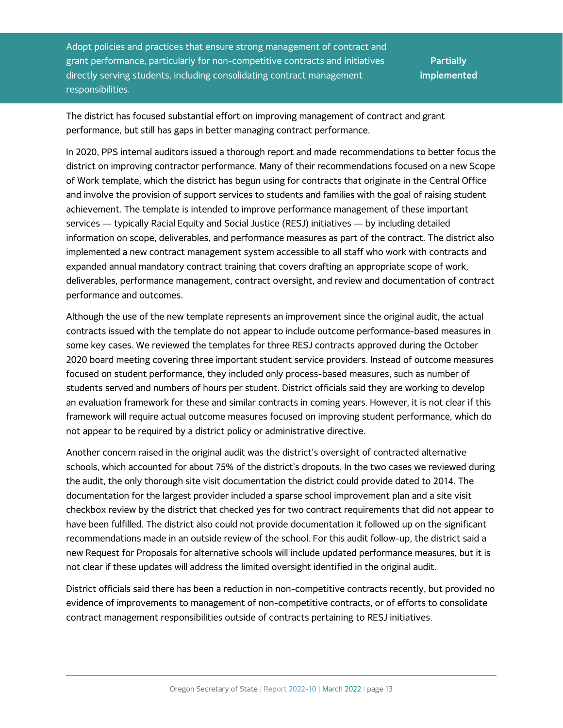| Adopt policies and practices that ensure strong management of contract and grant performance, particularly for non-competitive contracts and initiatives directly serving students, including consolidating contract management responsibilities. | **Partially implemented** |
| --- | --- |

The district has focused substantial effort on improving management of contract and grant performance, but still has gaps in better managing contract performance.

In 2020, PPS internal auditors issued a thorough report and made recommendations to better focus the district on improving contractor performance. Many of their recommendations focused on a new Scope of Work template, which the district has begun using for contracts that originate in the Central Office and involve the provision of support services to students and families with the goal of raising student achievement. The template is intended to improve performance management of these important services — typically Racial Equity and Social Justice (RESJ) initiatives — by including detailed information on scope, deliverables, and performance measures as part of the contract. The district also implemented a new contract management system accessible to all staff who work with contracts and expanded annual mandatory contract training that covers drafting an appropriate scope of work, deliverables, performance management, contract oversight, and review and documentation of contract performance and outcomes.

Although the use of the new template represents an improvement since the original audit, the actual contracts issued with the template do not appear to include outcome performance-based measures in some key cases. We reviewed the templates for three RESJ contracts approved during the October 2020 board meeting covering three important student service providers. Instead of outcome measures focused on student performance, they included only process-based measures, such as number of students served and numbers of hours per student. District officials said they are working to develop an evaluation framework for these and similar contracts in coming years. However, it is not clear if this framework will require actual outcome measures focused on improving student performance, which do not appear to be required by a district policy or administrative directive.

Another concern raised in the original audit was the district's oversight of contracted alternative schools, which accounted for about 75% of the district's dropouts. In the two cases we reviewed during the audit, the only thorough site visit documentation the district could provide dated to 2014. The documentation for the largest provider included a sparse school improvement plan and a site visit checkbox review by the district that checked yes for two contract requirements that did not appear to have been fulfilled. The district also could not provide documentation it followed up on the significant recommendations made in an outside review of the school. For this audit follow-up, the district said a new Request for Proposals for alternative schools will include updated performance measures, but it is not clear if these updates will address the limited oversight identified in the original audit.

District officials said there has been a reduction in non-competitive contracts recently, but provided no evidence of improvements to management of non-competitive contracts, or of efforts to consolidate contract management responsibilities outside of contracts pertaining to RESJ initiatives.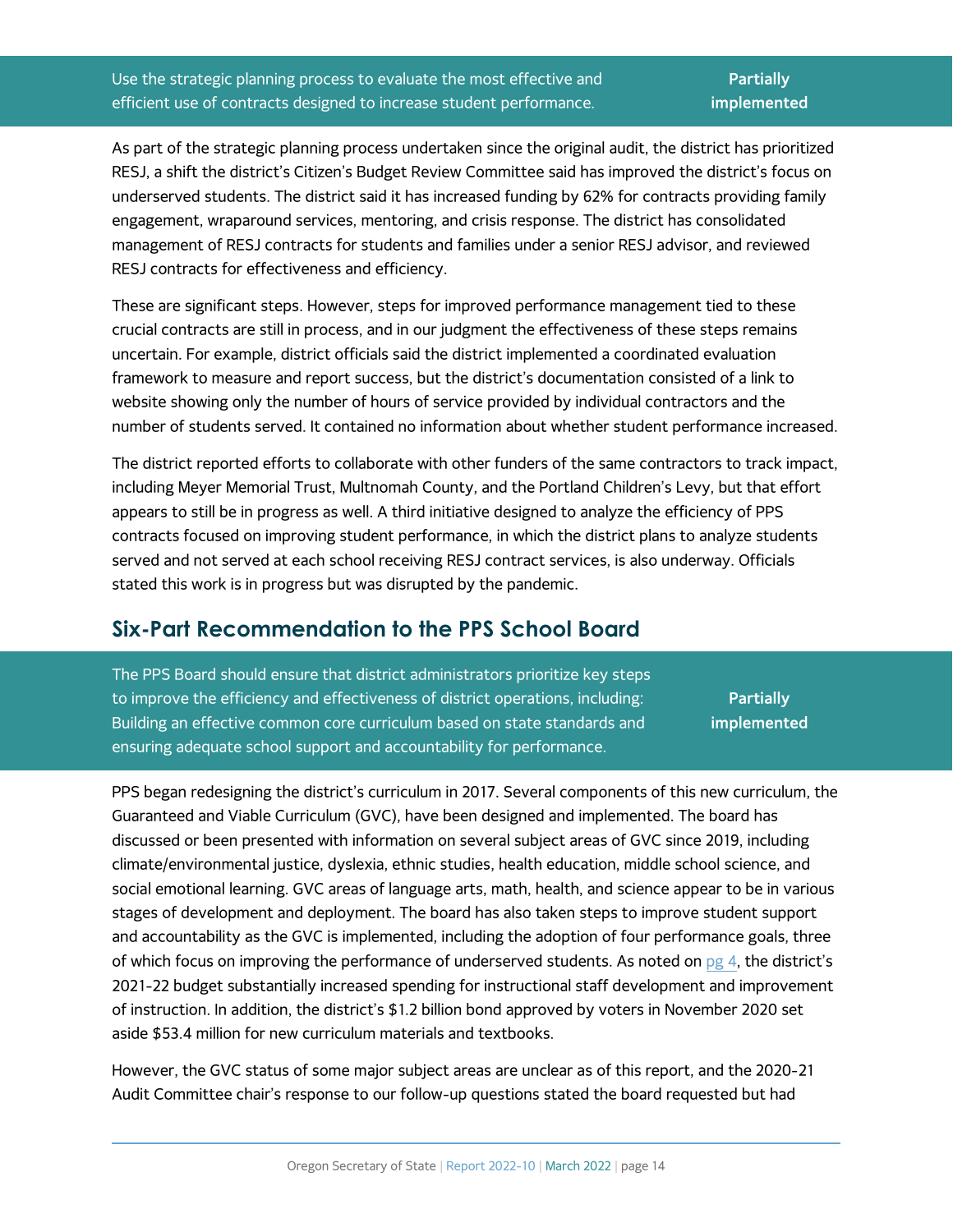| Use the strategic planning process to evaluate the most effective and efficient use of contracts designed to increase student performance. | **Partially implemented** |
| --- | --- |

As part of the strategic planning process undertaken since the original audit, the district has prioritized RESJ, a shift the district's Citizen's Budget Review Committee said has improved the district's focus on underserved students. The district said it has increased funding by 62% for contracts providing family engagement, wraparound services, mentoring, and crisis response. The district has consolidated management of RESJ contracts for students and families under a senior RESJ advisor, and reviewed RESJ contracts for effectiveness and efficiency.

These are significant steps. However, steps for improved performance management tied to these crucial contracts are still in process, and in our judgment the effectiveness of these steps remains uncertain. For example, district officials said the district implemented a coordinated evaluation framework to measure and report success, but the district's documentation consisted of a link to website showing only the number of hours of service provided by individual contractors and the number of students served. It contained no information about whether student performance increased.

The district reported efforts to collaborate with other funders of the same contractors to track impact, including Meyer Memorial Trust, Multnomah County, and the Portland Children's Levy, but that effort appears to still be in progress as well. A third initiative designed to analyze the efficiency of PPS contracts focused on improving student performance, in which the district plans to analyze students served and not served at each school receiving RESJ contract services, is also underway. Officials stated this work is in progress but was disrupted by the pandemic.

## Six-Part Recommendation to the PPS School Board

| The PPS Board should ensure that district administrators prioritize key steps to improve the efficiency and effectiveness of district operations, including: Building an effective common core curriculum based on state standards and ensuring adequate school support and accountability for performance. | **Partially implemented** |
| --- | --- |

PPS began redesigning the district's curriculum in 2017. Several components of this new curriculum, the Guaranteed and Viable Curriculum (GVC), have been designed and implemented. The board has discussed or been presented with information on several subject areas of GVC since 2019, including climate/environmental justice, dyslexia, ethnic studies, health education, middle school science, and social emotional learning. GVC areas of language arts, math, health, and science appear to be in various stages of development and deployment. The board has also taken steps to improve student support and accountability as the GVC is implemented, including the adoption of four performance goals, three of which focus on improving the performance of underserved students. As noted on pg 4, the district's 2021-22 budget substantially increased spending for instructional staff development and improvement of instruction. In addition, the district's $1.2 billion bond approved by voters in November 2020 set aside $53.4 million for new curriculum materials and textbooks.

However, the GVC status of some major subject areas are unclear as of this report, and the 2020-21 Audit Committee chair's response to our follow-up questions stated the board requested but had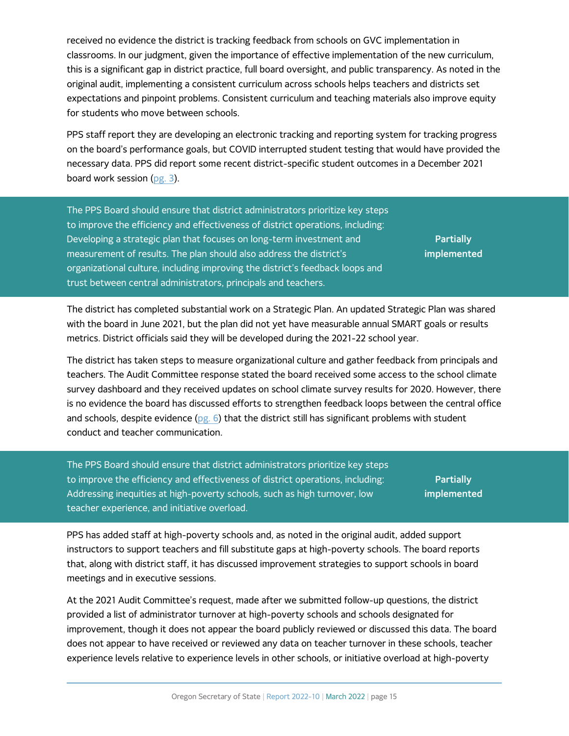received no evidence the district is tracking feedback from schools on GVC implementation in classrooms. In our judgment, given the importance of effective implementation of the new curriculum, this is a significant gap in district practice, full board oversight, and public transparency. As noted in the original audit, implementing a consistent curriculum across schools helps teachers and districts set expectations and pinpoint problems. Consistent curriculum and teaching materials also improve equity for students who move between schools.

PPS staff report they are developing an electronic tracking and reporting system for tracking progress on the board's performance goals, but COVID interrupted student testing that would have provided the necessary data. PPS did report some recent district-specific student outcomes in a December 2021 board work session (pg. 3).

| Recommendation | Status |
|---|---|
| The PPS Board should ensure that district administrators prioritize key steps to improve the efficiency and effectiveness of district operations, including: Developing a strategic plan that focuses on long-term investment and measurement of results. The plan should also address the district's organizational culture, including improving the district's feedback loops and trust between central administrators, principals and teachers. | **Partially implemented** |

The district has completed substantial work on a Strategic Plan. An updated Strategic Plan was shared with the board in June 2021, but the plan did not yet have measurable annual SMART goals or results metrics. District officials said they will be developed during the 2021-22 school year.

The district has taken steps to measure organizational culture and gather feedback from principals and teachers. The Audit Committee response stated the board received some access to the school climate survey dashboard and they received updates on school climate survey results for 2020. However, there is no evidence the board has discussed efforts to strengthen feedback loops between the central office and schools, despite evidence (pg. 6) that the district still has significant problems with student conduct and teacher communication.

| Recommendation | Status |
|---|---|
| The PPS Board should ensure that district administrators prioritize key steps to improve the efficiency and effectiveness of district operations, including: Addressing inequities at high-poverty schools, such as high turnover, low teacher experience, and initiative overload. | **Partially implemented** |

PPS has added staff at high-poverty schools and, as noted in the original audit, added support instructors to support teachers and fill substitute gaps at high-poverty schools. The board reports that, along with district staff, it has discussed improvement strategies to support schools in board meetings and in executive sessions.

At the 2021 Audit Committee's request, made after we submitted follow-up questions, the district provided a list of administrator turnover at high-poverty schools and schools designated for improvement, though it does not appear the board publicly reviewed or discussed this data. The board does not appear to have received or reviewed any data on teacher turnover in these schools, teacher experience levels relative to experience levels in other schools, or initiative overload at high-poverty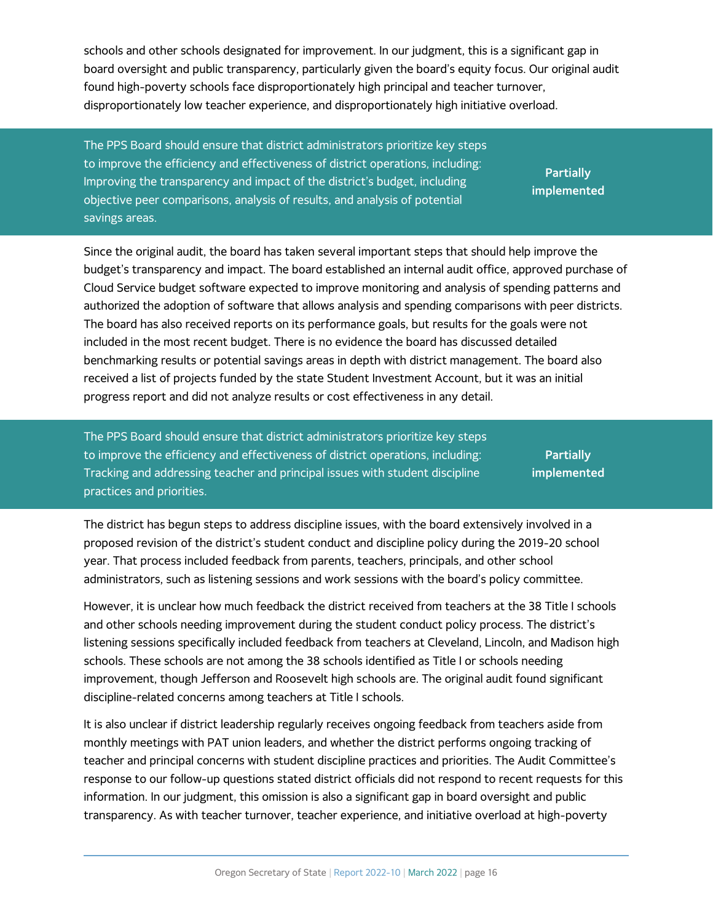schools and other schools designated for improvement. In our judgment, this is a significant gap in board oversight and public transparency, particularly given the board's equity focus. Our original audit found high-poverty schools face disproportionately high principal and teacher turnover, disproportionately low teacher experience, and disproportionately high initiative overload.

| Recommendation | Status |
| --- | --- |
| The PPS Board should ensure that district administrators prioritize key steps to improve the efficiency and effectiveness of district operations, including: Improving the transparency and impact of the district's budget, including objective peer comparisons, analysis of results, and analysis of potential savings areas. | **Partially implemented** |

Since the original audit, the board has taken several important steps that should help improve the budget's transparency and impact. The board established an internal audit office, approved purchase of Cloud Service budget software expected to improve monitoring and analysis of spending patterns and authorized the adoption of software that allows analysis and spending comparisons with peer districts. The board has also received reports on its performance goals, but results for the goals were not included in the most recent budget. There is no evidence the board has discussed detailed benchmarking results or potential savings areas in depth with district management. The board also received a list of projects funded by the state Student Investment Account, but it was an initial progress report and did not analyze results or cost effectiveness in any detail.

| Recommendation | Status |
| --- | --- |
| The PPS Board should ensure that district administrators prioritize key steps to improve the efficiency and effectiveness of district operations, including: Tracking and addressing teacher and principal issues with student discipline practices and priorities. | **Partially implemented** |

The district has begun steps to address discipline issues, with the board extensively involved in a proposed revision of the district's student conduct and discipline policy during the 2019-20 school year. That process included feedback from parents, teachers, principals, and other school administrators, such as listening sessions and work sessions with the board's policy committee.

However, it is unclear how much feedback the district received from teachers at the 38 Title I schools and other schools needing improvement during the student conduct policy process. The district's listening sessions specifically included feedback from teachers at Cleveland, Lincoln, and Madison high schools. These schools are not among the 38 schools identified as Title I or schools needing improvement, though Jefferson and Roosevelt high schools are. The original audit found significant discipline-related concerns among teachers at Title I schools.

It is also unclear if district leadership regularly receives ongoing feedback from teachers aside from monthly meetings with PAT union leaders, and whether the district performs ongoing tracking of teacher and principal concerns with student discipline practices and priorities. The Audit Committee's response to our follow-up questions stated district officials did not respond to recent requests for this information. In our judgment, this omission is also a significant gap in board oversight and public transparency. As with teacher turnover, teacher experience, and initiative overload at high-poverty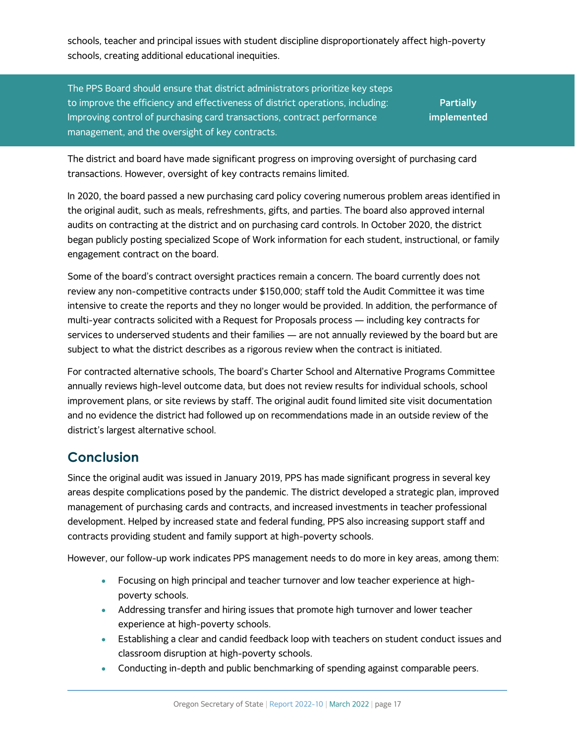schools, teacher and principal issues with student discipline disproportionately affect high-poverty schools, creating additional educational inequities.

| Recommendation | Status |
| --- | --- |
| The PPS Board should ensure that district administrators prioritize key steps to improve the efficiency and effectiveness of district operations, including: Improving control of purchasing card transactions, contract performance management, and the oversight of key contracts. | **Partially implemented** |

The district and board have made significant progress on improving oversight of purchasing card transactions. However, oversight of key contracts remains limited.

In 2020, the board passed a new purchasing card policy covering numerous problem areas identified in the original audit, such as meals, refreshments, gifts, and parties. The board also approved internal audits on contracting at the district and on purchasing card controls. In October 2020, the district began publicly posting specialized Scope of Work information for each student, instructional, or family engagement contract on the board.

Some of the board's contract oversight practices remain a concern. The board currently does not review any non-competitive contracts under $150,000; staff told the Audit Committee it was time intensive to create the reports and they no longer would be provided. In addition, the performance of multi-year contracts solicited with a Request for Proposals process — including key contracts for services to underserved students and their families — are not annually reviewed by the board but are subject to what the district describes as a rigorous review when the contract is initiated.

For contracted alternative schools, The board's Charter School and Alternative Programs Committee annually reviews high-level outcome data, but does not review results for individual schools, school improvement plans, or site reviews by staff. The original audit found limited site visit documentation and no evidence the district had followed up on recommendations made in an outside review of the district's largest alternative school.

## Conclusion

Since the original audit was issued in January 2019, PPS has made significant progress in several key areas despite complications posed by the pandemic. The district developed a strategic plan, improved management of purchasing cards and contracts, and increased investments in teacher professional development. Helped by increased state and federal funding, PPS also increasing support staff and contracts providing student and family support at high-poverty schools.

However, our follow-up work indicates PPS management needs to do more in key areas, among them:

- Focusing on high principal and teacher turnover and low teacher experience at high-poverty schools.
- Addressing transfer and hiring issues that promote high turnover and lower teacher experience at high-poverty schools.
- Establishing a clear and candid feedback loop with teachers on student conduct issues and classroom disruption at high-poverty schools.
- Conducting in-depth and public benchmarking of spending against comparable peers.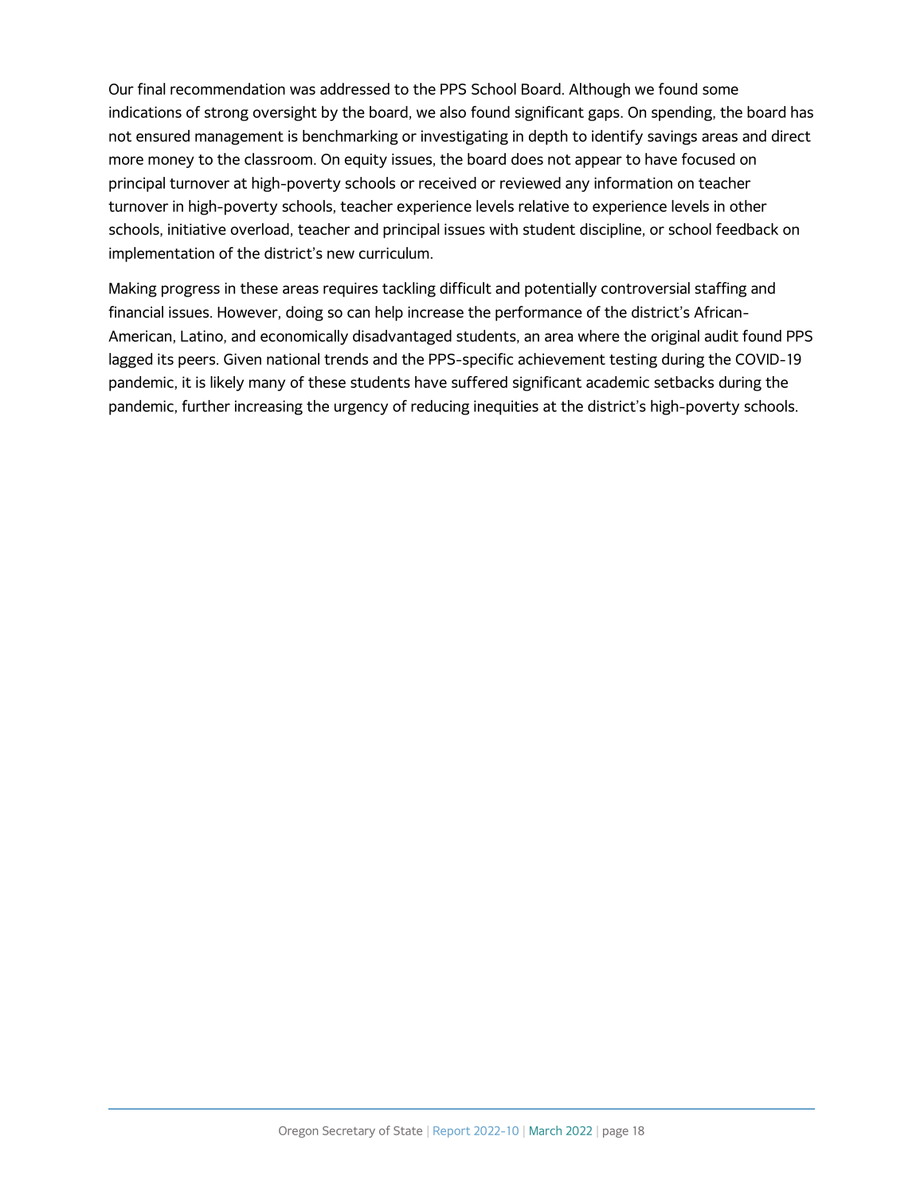Our final recommendation was addressed to the PPS School Board. Although we found some indications of strong oversight by the board, we also found significant gaps. On spending, the board has not ensured management is benchmarking or investigating in depth to identify savings areas and direct more money to the classroom. On equity issues, the board does not appear to have focused on principal turnover at high-poverty schools or received or reviewed any information on teacher turnover in high-poverty schools, teacher experience levels relative to experience levels in other schools, initiative overload, teacher and principal issues with student discipline, or school feedback on implementation of the district's new curriculum.

Making progress in these areas requires tackling difficult and potentially controversial staffing and financial issues. However, doing so can help increase the performance of the district's African-American, Latino, and economically disadvantaged students, an area where the original audit found PPS lagged its peers. Given national trends and the PPS-specific achievement testing during the COVID-19 pandemic, it is likely many of these students have suffered significant academic setbacks during the pandemic, further increasing the urgency of reducing inequities at the district's high-poverty schools.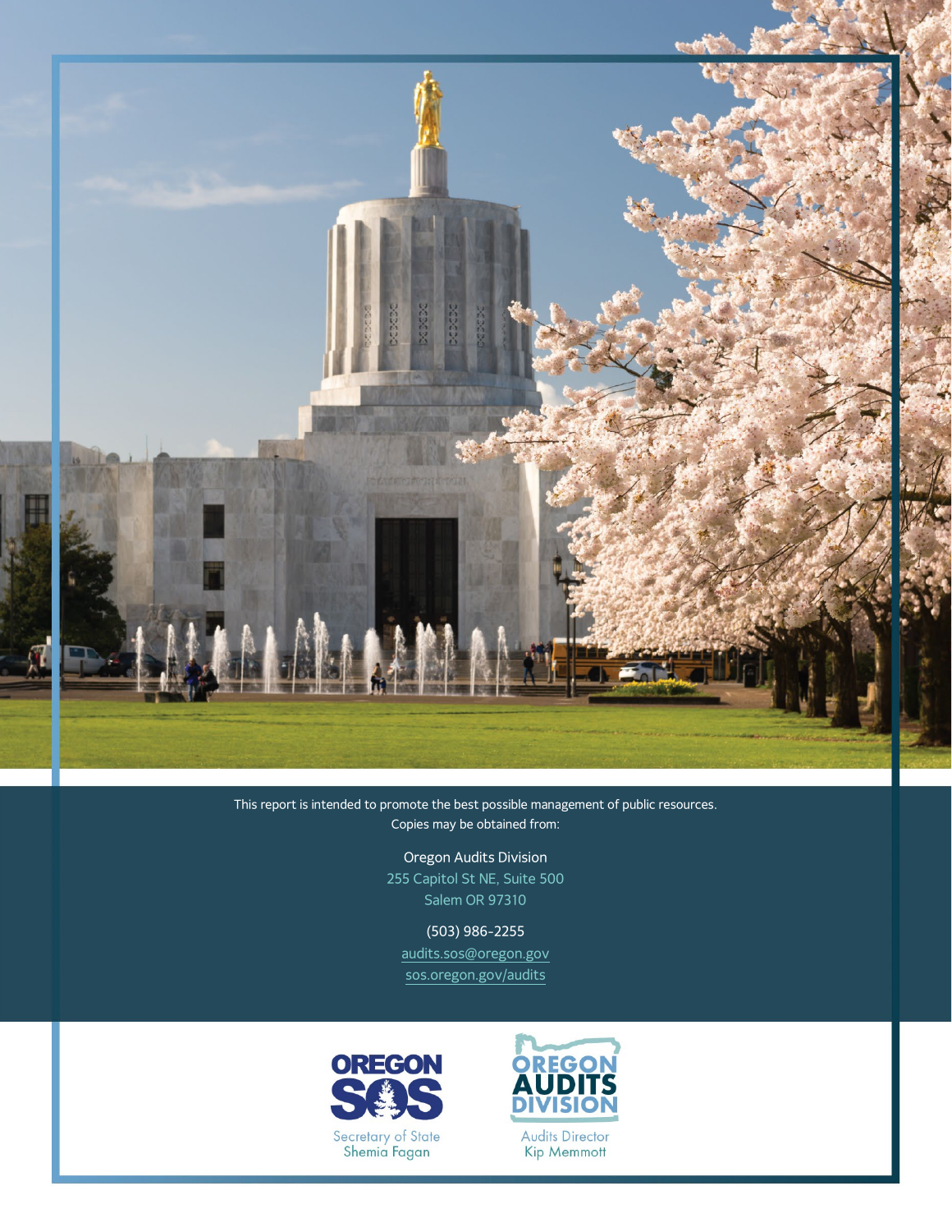This report is intended to promote the best possible management of public resources.
Copies may be obtained from:

Oregon Audits Division
255 Capitol St NE, Suite 500
Salem OR 97310

(503) 986-2255
audits.sos@oregon.gov
sos.oregon.gov/audits

OREGON SOS
Secretary of State
Shemia Fagan

OREGON AUDITS DIVISION
Audits Director
Kip Memmott